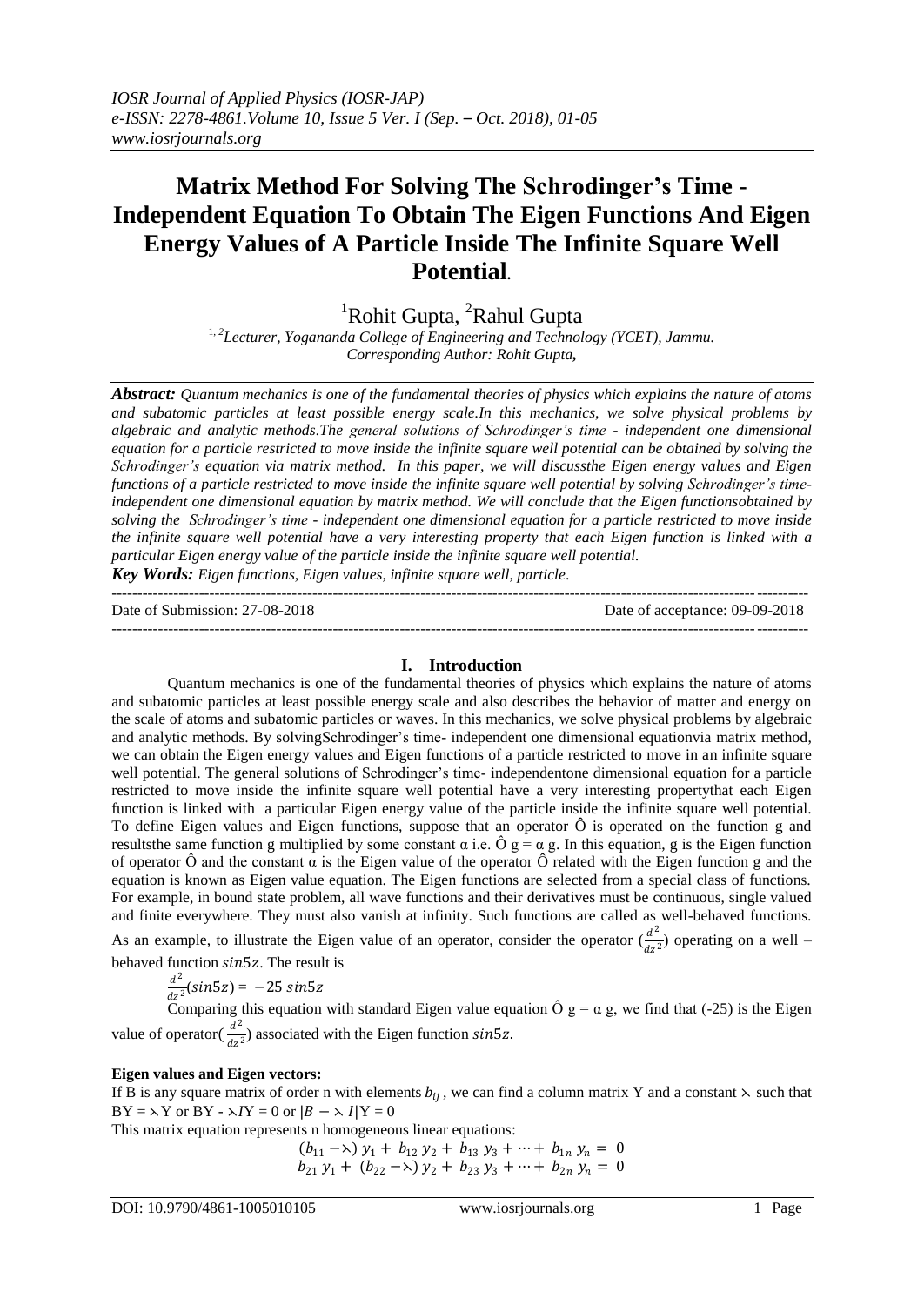# Matrix Method For Solving The Schrodinger's Time - Independent Equation To Obtain The Eigen Functions And Eigen Energy Values of A Particle Inside The Infinite Square Well Potential.

[1]Rohit Gupta, [2]Rahul Gupta

[1, 2]*Lecturer, Yogananda College of Engineering and Technology (YCET), Jammu.*
*Corresponding Author: Rohit Gupta,*

***Abstract:*** *Quantum mechanics is one of the fundamental theories of physics which explains the nature of atoms and subatomic particles at least possible energy scale.In this mechanics, we solve physical problems by algebraic and analytic methods.The general solutions of Schrodinger's time - independent one dimensional equation for a particle restricted to move inside the infinite square well potential can be obtained by solving the Schrodinger's equation via matrix method. In this paper, we will discussthe Eigen energy values and Eigen functions of a particle restricted to move inside the infinite square well potential by solving Schrodinger's time-independent one dimensional equation by matrix method. We will conclude that the Eigen functionsobtained by solving the Schrodinger's time - independent one dimensional equation for a particle restricted to move inside the infinite square well potential have a very interesting property that each Eigen function is linked with a particular Eigen energy value of the particle inside the infinite square well potential.*

***Key Words:*** *Eigen functions, Eigen values, infinite square well, particle.*

---

Date of Submission: 27-08-2018 | Date of acceptance: 09-09-2018

---

## I. Introduction

Quantum mechanics is one of the fundamental theories of physics which explains the nature of atoms and subatomic particles at least possible energy scale and also describes the behavior of matter and energy on the scale of atoms and subatomic particles or waves. In this mechanics, we solve physical problems by algebraic and analytic methods. By solvingSchrodinger's time- independent one dimensional equationvia matrix method, we can obtain the Eigen energy values and Eigen functions of a particle restricted to move in an infinite square well potential. The general solutions of Schrodinger's time- independentone dimensional equation for a particle restricted to move inside the infinite square well potential have a very interesting propertythat each Eigen function is linked with a particular Eigen energy value of the particle inside the infinite square well potential. To define Eigen values and Eigen functions, suppose that an operator Ô is operated on the function g and resultsthe same function g multiplied by some constant α i.e. Ô g = α g. In this equation, g is the Eigen function of operator Ô and the constant α is the Eigen value of the operator Ô related with the Eigen function g and the equation is known as Eigen value equation. The Eigen functions are selected from a special class of functions. For example, in bound state problem, all wave functions and their derivatives must be continuous, single valued and finite everywhere. They must also vanish at infinity. Such functions are called as well-behaved functions. As an example, to illustrate the Eigen value of an operator, consider the operator $(\frac{d^2}{dz^2})$ operating on a well – behaved function $sin5z$. The result is

$$\frac{d^2}{dz^2}(sin5z) = -25\ sin5z$$

Comparing this equation with standard Eigen value equation Ô g = α g, we find that (-25) is the Eigen value of operator$(\frac{d^2}{dz^2})$ associated with the Eigen function $sin5z$.

**Eigen values and Eigen vectors:**

If B is any square matrix of order n with elements $b_{ij}$, we can find a column matrix Y and a constant ⋋ such that $BY = ⋋Y$ or $BY - ⋋IY = 0$ or $|B - ⋋\ I|Y = 0$

This matrix equation represents n homogeneous linear equations:

$$(b_{11} - ⋋)\ y_1 +\ b_{12}\ y_2 +\ b_{13}\ y_3 + \cdots +\ b_{1n}\ y_n =\ 0$$

$$b_{21}\ y_1 +\ (b_{22} - ⋋)\ y_2 +\ b_{23}\ y_3 + \cdots +\ b_{2n}\ y_n =\ 0$$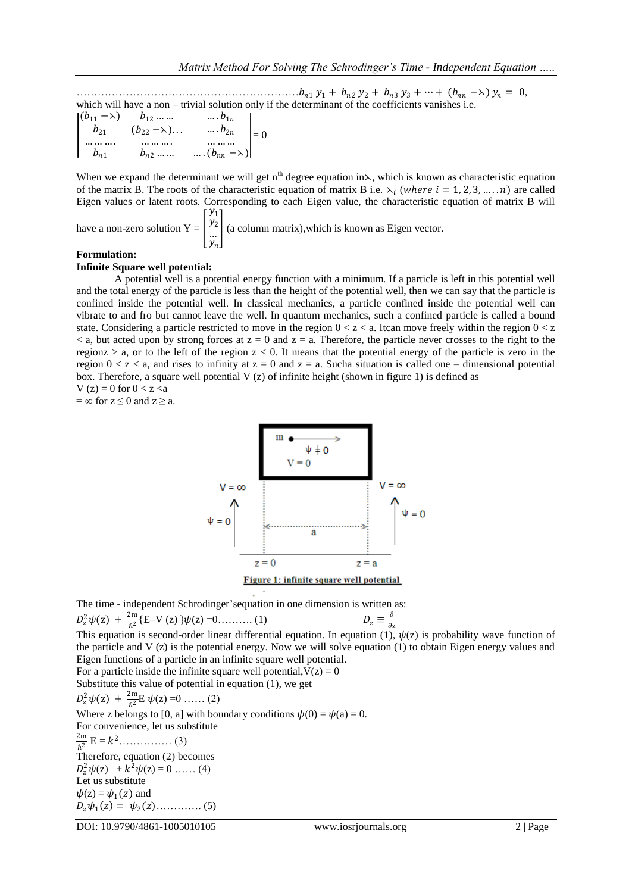……………………………………………………… $b_{n1}\, y_1 + b_{n2}\, y_2 + b_{n3}\, y_3 + \cdots + (b_{nn} - \lambda)\, y_n = 0,$ which will have a non – trivial solution only if the determinant of the coefficients vanishes i.e.

$$\begin{vmatrix} (b_{11} - \lambda) & b_{12} \ldots\ldots & \ldots . b_{1n} \\ b_{21} & (b_{22} - \lambda)\ldots & \ldots . b_{2n} \\ \ldots\ldots\ldots . & \ldots\ldots\ldots . & \ldots\ldots\ldots \\ b_{n1} & b_{n2} \ldots\ldots & \ldots . (b_{nn} - \lambda) \end{vmatrix} = 0$$

When we expand the determinant we will get $n^{th}$ degree equation in $\lambda$, which is known as characteristic equation of the matrix B. The roots of the characteristic equation of matrix B i.e. $\lambda_i$ $(where\ i = 1, 2, 3, \ldots . . n)$ are called Eigen values or latent roots. Corresponding to each Eigen value, the characteristic equation of matrix B will have a non-zero solution $Y = \begin{bmatrix} y_1 \\ y_2 \\ \ldots \\ y_n \end{bmatrix}$ (a column matrix), which is known as Eigen vector.

**Formulation:**

**Infinite Square well potential:**

A potential well is a potential energy function with a minimum. If a particle is left in this potential well and the total energy of the particle is less than the height of the potential well, then we can say that the particle is confined inside the potential well. In classical mechanics, a particle confined inside the potential well can vibrate to and fro but cannot leave the well. In quantum mechanics, such a confined particle is called a bound state. Considering a particle restricted to move in the region $0 < z < a$. Itcan move freely within the region $0 < z < a$, but acted upon by strong forces at $z = 0$ and $z = a$. Therefore, the particle never crosses to the right to the regionz $> a$, or to the left of the region $z < 0$. It means that the potential energy of the particle is zero in the region $0 < z < a$, and rises to infinity at $z = 0$ and $z = a$. Sucha situation is called one – dimensional potential box. Therefore, a square well potential V (z) of infinite height (shown in figure 1) is defined as

$V(z) = 0$ for $0 < z < a$

$= \infty$ for $z \leq 0$ and $z \geq a$.

**Figure 1: infinite square well potential**

The time - independent Schrodinger'sequation in one dimension is written as:

$$D_z^2 \psi(z) + \frac{2m}{\hbar^2}\{E - V(z)\}\psi(z) = 0 \ldots\ldots\ldots (1) \qquad D_z \equiv \frac{\partial}{\partial z}$$

This equation is second-order linear differential equation. In equation (1), $\psi(z)$ is probability wave function of the particle and V (z) is the potential energy. Now we will solve equation (1) to obtain Eigen energy values and Eigen functions of a particle in an infinite square well potential.

For a particle inside the infinite square well potential, $V(z) = 0$

Substitute this value of potential in equation (1), we get

$$D_z^2 \psi(z) + \frac{2m}{\hbar^2} E\, \psi(z) = 0 \ldots\ldots (2)$$

Where z belongs to [0, a] with boundary conditions $\psi(0) = \psi(a) = 0$.

For convenience, let us substitute

$$\frac{2m}{\hbar^2} E = k^2 \ldots\ldots\ldots\ldots\ldots (3)$$

Therefore, equation (2) becomes

$$D_z^2 \psi(z) + k^2 \psi(z) = 0 \ldots\ldots (4)$$

Let us substitute

$\psi(z) = \psi_1(z)$ and

$$D_z \psi_1(z) = \psi_2(z) \ldots\ldots\ldots\ldots (5)$$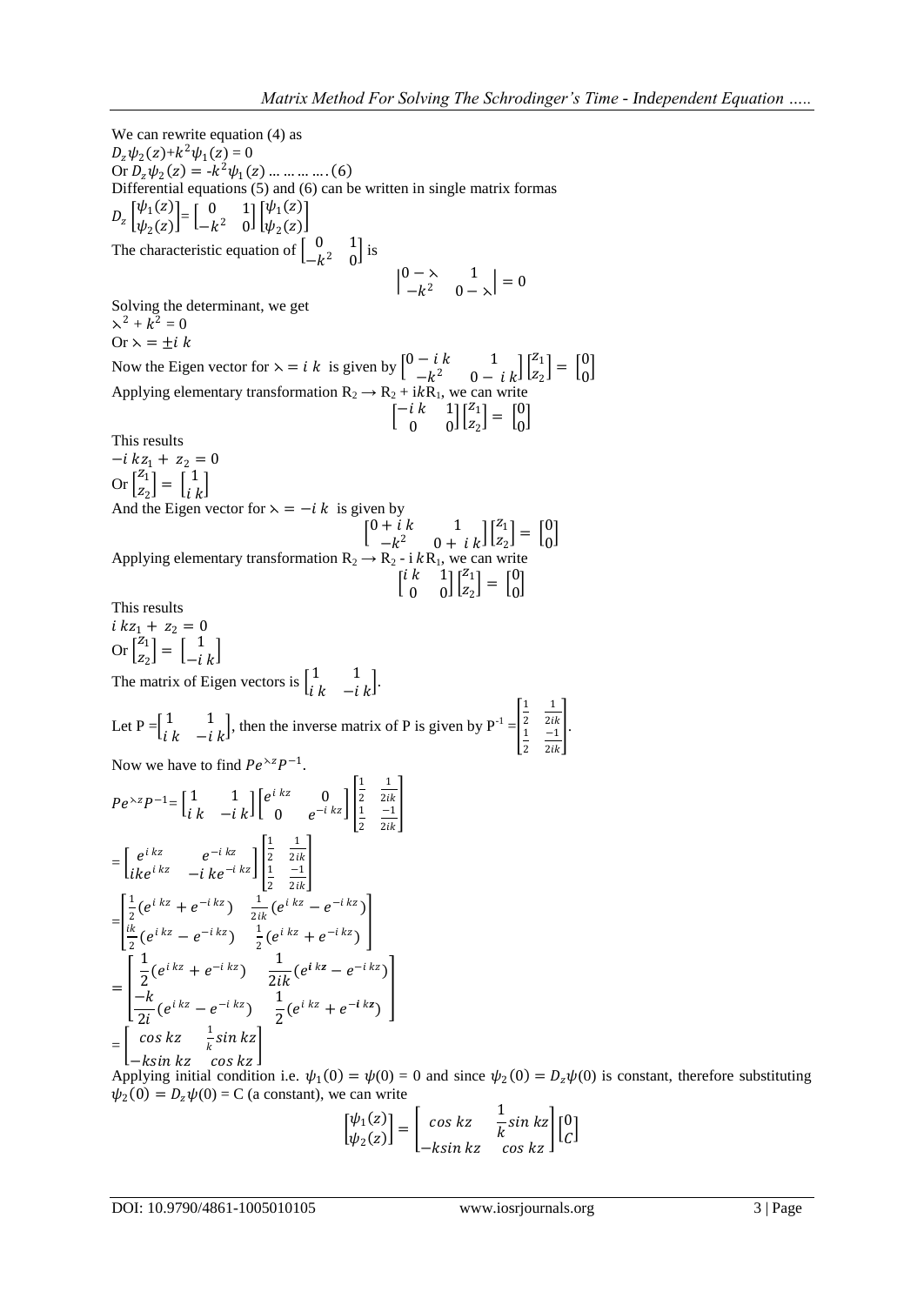We can rewrite equation (4) as

$D_z\psi_2(z)+k^2\psi_1(z) = 0$

Or $D_z\psi_2(z) = -k^2\psi_1(z)$ ... ... ... ... .(6)

Differential equations (5) and (6) can be written in single matrix formas

$$D_z\begin{bmatrix}\psi_1(z)\\ \psi_2(z)\end{bmatrix} = \begin{bmatrix}0 & 1\\ -k^2 & 0\end{bmatrix}\begin{bmatrix}\psi_1(z)\\ \psi_2(z)\end{bmatrix}$$

The characteristic equation of $\begin{bmatrix}0 & 1\\ -k^2 & 0\end{bmatrix}$ is

$$\begin{vmatrix}0-\lambda & 1\\ -k^2 & 0-\lambda\end{vmatrix} = 0$$

Solving the determinant, we get

$\lambda^2 + k^2 = 0$

Or $\lambda = \pm i\,k$

Now the Eigen vector for $\lambda = i\,k$ is given by $\begin{bmatrix}0-i\,k & 1\\ -k^2 & 0-i\,k\end{bmatrix}\begin{bmatrix}z_1\\ z_2\end{bmatrix} = \begin{bmatrix}0\\ 0\end{bmatrix}$

Applying elementary transformation $R_2 \to R_2 + ikR_1$, we can write

$$\begin{bmatrix}-i\,k & 1\\ 0 & 0\end{bmatrix}\begin{bmatrix}z_1\\ z_2\end{bmatrix} = \begin{bmatrix}0\\ 0\end{bmatrix}$$

This results

$-i\,kz_1 + z_2 = 0$

Or $\begin{bmatrix}z_1\\ z_2\end{bmatrix} = \begin{bmatrix}1\\ i\,k\end{bmatrix}$

And the Eigen vector for $\lambda = -i\,k$ is given by

$$\begin{bmatrix}0+i\,k & 1\\ -k^2 & 0+i\,k\end{bmatrix}\begin{bmatrix}z_1\\ z_2\end{bmatrix} = \begin{bmatrix}0\\ 0\end{bmatrix}$$

Applying elementary transformation $R_2 \to R_2 - i\,kR_1$, we can write

$$\begin{bmatrix}i\,k & 1\\ 0 & 0\end{bmatrix}\begin{bmatrix}z_1\\ z_2\end{bmatrix} = \begin{bmatrix}0\\ 0\end{bmatrix}$$

This results

$i\,kz_1 + z_2 = 0$

Or $\begin{bmatrix}z_1\\ z_2\end{bmatrix} = \begin{bmatrix}1\\ -i\,k\end{bmatrix}$

The matrix of Eigen vectors is $\begin{bmatrix}1 & 1\\ i\,k & -i\,k\end{bmatrix}$.

Let P = $\begin{bmatrix}1 & 1\\ i\,k & -i\,k\end{bmatrix}$, then the inverse matrix of P is given by $P^{-1} = \begin{bmatrix}\frac{1}{2} & \frac{1}{2ik}\\ \frac{1}{2} & \frac{-1}{2ik}\end{bmatrix}$.

Now we have to find $Pe^{\lambda z}P^{-1}$.

$$Pe^{\lambda z}P^{-1} = \begin{bmatrix}1 & 1\\ i\,k & -i\,k\end{bmatrix}\begin{bmatrix}e^{i\,kz} & 0\\ 0 & e^{-i\,kz}\end{bmatrix}\begin{bmatrix}\frac{1}{2} & \frac{1}{2ik}\\ \frac{1}{2} & \frac{-1}{2ik}\end{bmatrix}$$

$$= \begin{bmatrix}e^{i\,kz} & e^{-i\,kz}\\ ike^{i\,kz} & -i\,ke^{-i\,kz}\end{bmatrix}\begin{bmatrix}\frac{1}{2} & \frac{1}{2ik}\\ \frac{1}{2} & \frac{-1}{2ik}\end{bmatrix}$$

$$= \begin{bmatrix}\frac{1}{2}(e^{i\,kz}+e^{-i\,kz}) & \frac{1}{2ik}(e^{i\,kz}-e^{-i\,kz})\\ \frac{ik}{2}(e^{i\,kz}-e^{-i\,kz}) & \frac{1}{2}(e^{i\,kz}+e^{-i\,kz})\end{bmatrix}$$

$$= \begin{bmatrix}\frac{1}{2}(e^{i\,kz}+e^{-i\,kz}) & \frac{1}{2ik}(e^{i\,kz}-e^{-i\,kz})\\ \frac{-k}{2i}(e^{i\,kz}-e^{-i\,kz}) & \frac{1}{2}(e^{i\,kz}+e^{-i\,kz})\end{bmatrix}$$

$$= \begin{bmatrix}\cos kz & \frac{1}{k}\sin kz\\ -k\sin kz & \cos kz\end{bmatrix}$$

Applying initial condition i.e. $\psi_1(0) = \psi(0) = 0$ and since $\psi_2(0) = D_z\psi(0)$ is constant, therefore substituting $\psi_2(0) = D_z\psi(0) = C$ (a constant), we can write

$$\begin{bmatrix}\psi_1(z)\\ \psi_2(z)\end{bmatrix} = \begin{bmatrix}\cos kz & \frac{1}{k}\sin kz\\ -k\sin kz & \cos kz\end{bmatrix}\begin{bmatrix}0\\ C\end{bmatrix}$$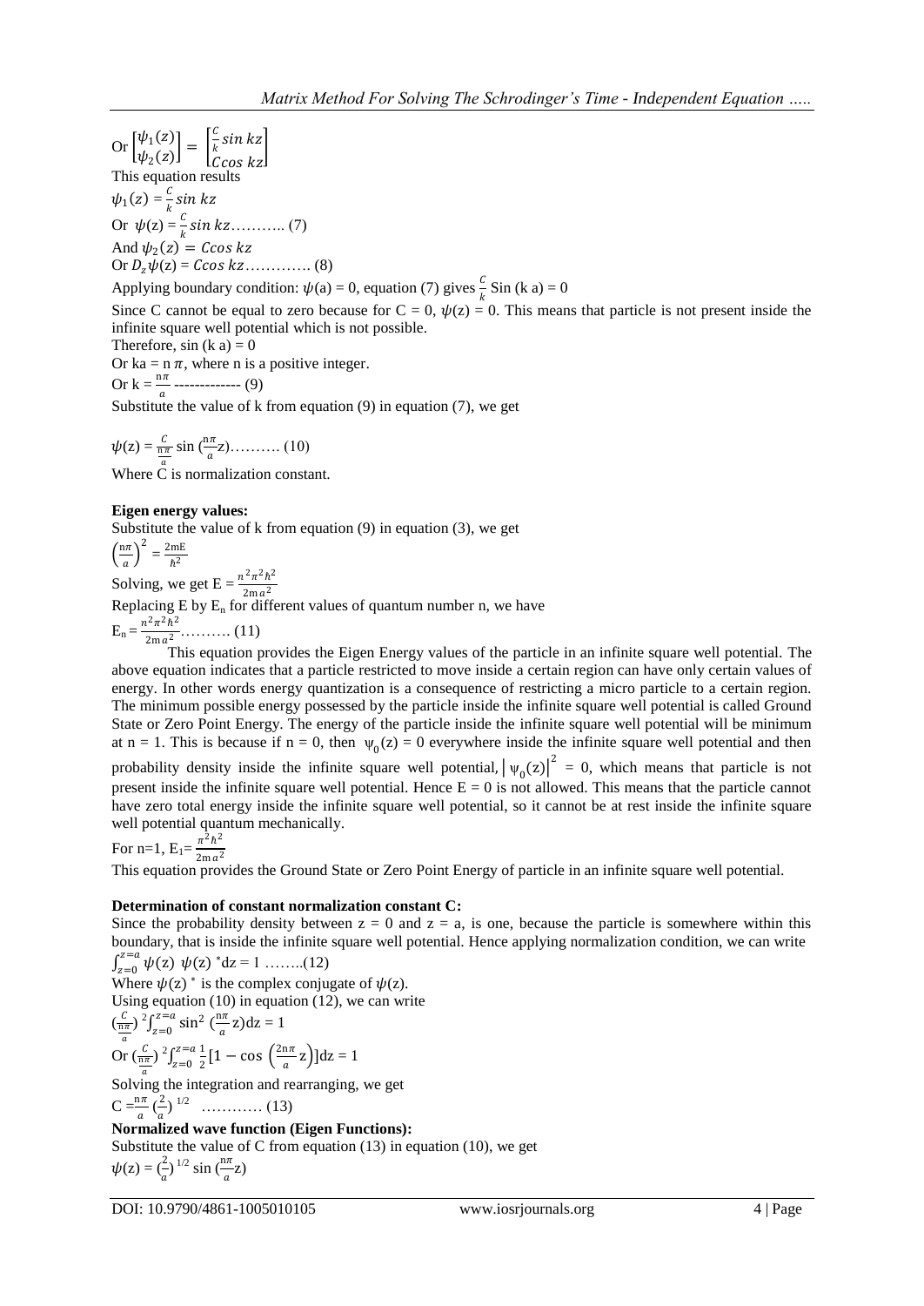Or $\begin{bmatrix}\psi_1(z)\\ \psi_2(z)\end{bmatrix} = \begin{bmatrix}\frac{C}{k}\sin kz\\ C\cos kz\end{bmatrix}$

This equation results

$\psi_1(z) = \frac{C}{k}\sin kz$

Or $\psi(z) = \frac{C}{k}\sin kz$……….. (7)

And $\psi_2(z) = C\cos kz$

Or $D_z\psi(z) = C\cos kz$…………. (8)

Applying boundary condition: $\psi(a) = 0$, equation (7) gives $\frac{C}{k}$ Sin (k a) = 0

Since C cannot be equal to zero because for C = 0, $\psi(z) = 0$. This means that particle is not present inside the infinite square well potential which is not possible.

Therefore, sin (k a) = 0

Or ka = n $\pi$, where n is a positive integer.

Or $k = \frac{n\pi}{a}$ ------------- (9)

Substitute the value of k from equation (9) in equation (7), we get

$\psi(z) = \frac{C}{\frac{n\pi}{a}}\sin\left(\frac{n\pi}{a}z\right)$………. (10)

Where C is normalization constant.

**Eigen energy values:**

Substitute the value of k from equation (9) in equation (3), we get

$\left(\frac{n\pi}{a}\right)^2 = \frac{2mE}{\hbar^2}$

Solving, we get $E = \frac{n^2\pi^2\hbar^2}{2ma^2}$

Replacing E by $E_n$ for different values of quantum number n, we have

$E_n = \frac{n^2\pi^2\hbar^2}{2ma^2}$………. (11)

This equation provides the Eigen Energy values of the particle in an infinite square well potential. The above equation indicates that a particle restricted to move inside a certain region can have only certain values of energy. In other words energy quantization is a consequence of restricting a micro particle to a certain region. The minimum possible energy possessed by the particle inside the infinite square well potential is called Ground State or Zero Point Energy. The energy of the particle inside the infinite square well potential will be minimum at n = 1. This is because if n = 0, then $\psi_0(z) = 0$ everywhere inside the infinite square well potential and then probability density inside the infinite square well potential, $|\psi_0(z)|^2 = 0$, which means that particle is not present inside the infinite square well potential. Hence E = 0 is not allowed. This means that the particle cannot have zero total energy inside the infinite square well potential, so it cannot be at rest inside the infinite square well potential quantum mechanically.

For n=1, $E_1 = \frac{\pi^2\hbar^2}{2ma^2}$

This equation provides the Ground State or Zero Point Energy of particle in an infinite square well potential.

**Determination of constant normalization constant C:**

Since the probability density between z = 0 and z = a, is one, because the particle is somewhere within this boundary, that is inside the infinite square well potential. Hence applying normalization condition, we can write

$\int_{z=0}^{z=a}\psi(z)\,\psi(z)^*dz = 1$ ……..(12)

Where $\psi(z)^*$ is the complex conjugate of $\psi(z)$.

Using equation (10) in equation (12), we can write

$\left(\frac{C}{\frac{n\pi}{a}}\right)^2\int_{z=0}^{z=a}\sin^2\left(\frac{n\pi}{a}z\right)dz = 1$

Or $\left(\frac{C}{\frac{n\pi}{a}}\right)^2\int_{z=0}^{z=a}\frac{1}{2}\left[1-\cos\left(\frac{2n\pi}{a}z\right)\right]dz = 1$

Solving the integration and rearranging, we get

$C = \frac{n\pi}{a}\left(\frac{2}{a}\right)^{1/2}$ ………… (13)

**Normalized wave function (Eigen Functions):**

Substitute the value of C from equation (13) in equation (10), we get

$\psi(z) = \left(\frac{2}{a}\right)^{1/2}\sin\left(\frac{n\pi}{a}z\right)$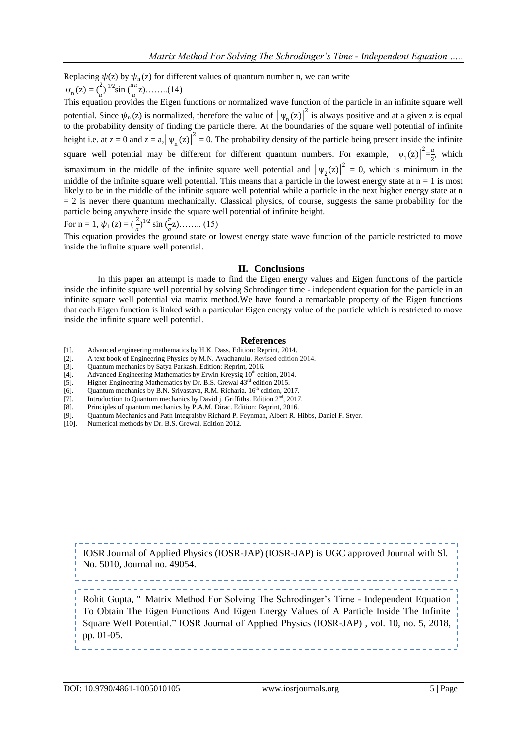Replacing $\psi(z)$ by $\psi_n(z)$ for different values of quantum number n, we can write

$\psi_n(z) = (\frac{2}{a})^{1/2}\sin(\frac{n\pi}{a}z)$……..(14)

This equation provides the Eigen functions or normalized wave function of the particle in an infinite square well potential. Since $\psi_n(z)$ is normalized, therefore the value of $|\psi_n(z)|^2$ is always positive and at a given z is equal to the probability density of finding the particle there. At the boundaries of the square well potential of infinite height i.e. at z = 0 and z = a, $|\psi_n(z)|^2 = 0$. The probability density of the particle being present inside the infinite square well potential may be different for different quantum numbers. For example, $|\psi_1(z)|^2 = \frac{a}{2}$, which ismaximum in the middle of the infinite square well potential and $|\psi_2(z)|^2 = 0$, which is minimum in the middle of the infinite square well potential. This means that a particle in the lowest energy state at n = 1 is most likely to be in the middle of the infinite square well potential while a particle in the next higher energy state at n = 2 is never there quantum mechanically. Classical physics, of course, suggests the same probability for the particle being anywhere inside the square well potential of infinite height.

For n = 1, $\psi_1(z) = (\frac{2}{a})^{1/2}\sin(\frac{\pi}{a}z)$…….. (15)

This equation provides the ground state or lowest energy state wave function of the particle restricted to move inside the infinite square well potential.

## II. Conclusions

In this paper an attempt is made to find the Eigen energy values and Eigen functions of the particle inside the infinite square well potential by solving Schrodinger time - independent equation for the particle in an infinite square well potential via matrix method.We have found a remarkable property of the Eigen functions that each Eigen function is linked with a particular Eigen energy value of the particle which is restricted to move inside the infinite square well potential.

## References

[1]. Advanced engineering mathematics by H.K. Dass. Edition: Reprint, 2014.
[2]. A text book of Engineering Physics by M.N. Avadhanulu. Revised edition 2014.
[3]. Quantum mechanics by Satya Parkash. Edition: Reprint, 2016.
[4]. Advanced Engineering Mathematics by Erwin Kreysig 10th edition, 2014.
[5]. Higher Engineering Mathematics by Dr. B.S. Grewal 43rd edition 2015.
[6]. Quantum mechanics by B.N. Srivastava, R.M. Richaria. 16th edition, 2017.
[7]. Introduction to Quantum mechanics by David j. Griffiths. Edition 2nd, 2017.
[8]. Principles of quantum mechanics by P.A.M. Dirac. Edition: Reprint, 2016.
[9]. Quantum Mechanics and Path Integralsby Richard P. Feynman, Albert R. Hibbs, Daniel F. Styer.
[10]. Numerical methods by Dr. B.S. Grewal. Edition 2012.

IOSR Journal of Applied Physics (IOSR-JAP) (IOSR-JAP) is UGC approved Journal with Sl. No. 5010, Journal no. 49054.

Rohit Gupta, " Matrix Method For Solving The Schrodinger's Time - Independent Equation To Obtain The Eigen Functions And Eigen Energy Values of A Particle Inside The Infinite Square Well Potential." IOSR Journal of Applied Physics (IOSR-JAP) , vol. 10, no. 5, 2018, pp. 01-05.